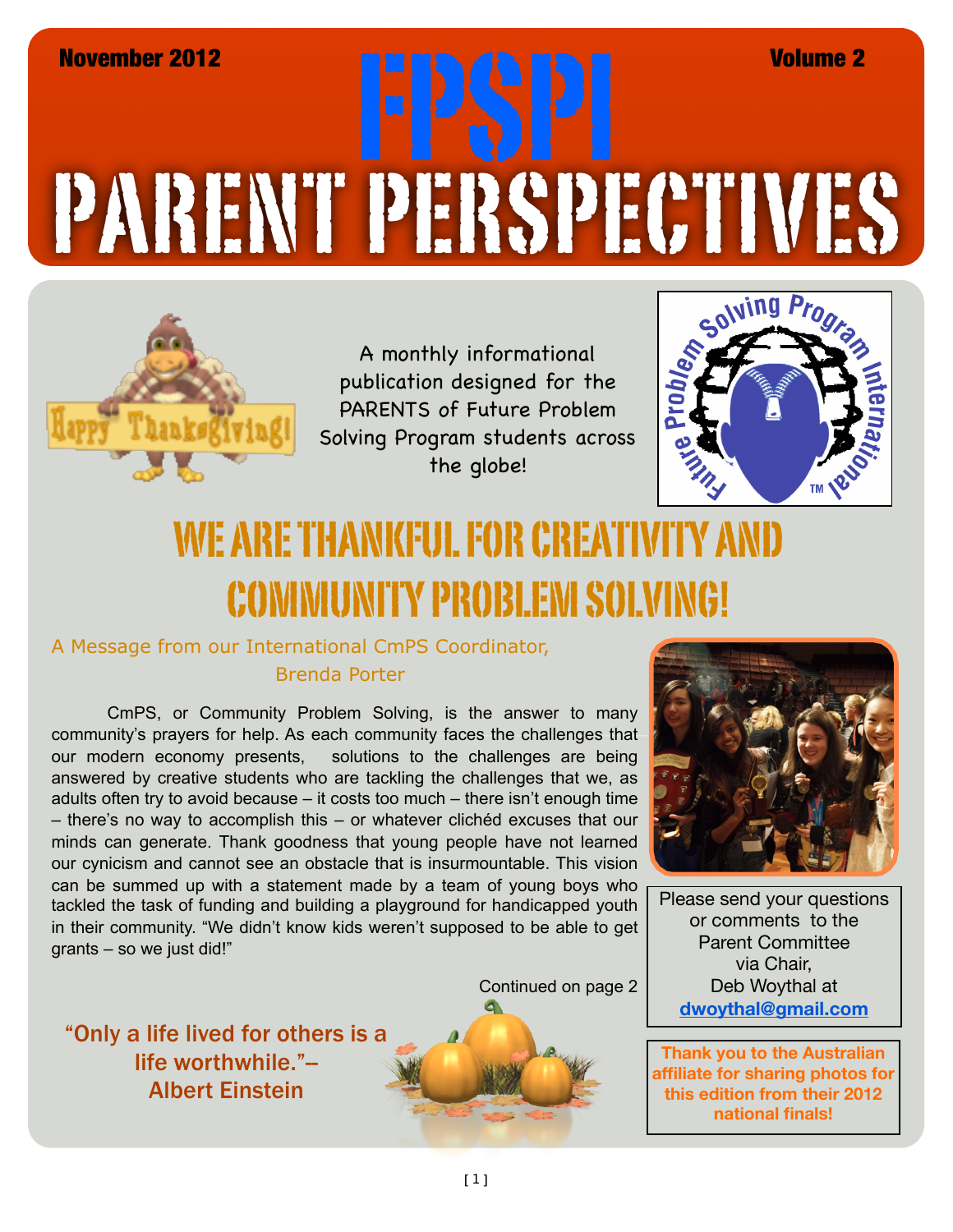November 2012 | Volume 2

# FPSPI PARENT PERSPECTIVES

A monthly informational publication designed for the PARENTS of Future Problem Solving Program students across the globe!

## WE ARE THANKFUL FOR CREATIVITY AND COMMUNITY PROBLEM SOLVING!

### A Message from our International CmPS Coordinator, Brenda Porter

CmPS, or Community Problem Solving, is the answer to many community's prayers for help. As each community faces the challenges that our modern economy presents, solutions to the challenges are being answered by creative students who are tackling the challenges that we, as adults often try to avoid because – it costs too much – there isn't enough time – there's no way to accomplish this – or whatever clichéd excuses that our minds can generate. Thank goodness that young people have not learned our cynicism and cannot see an obstacle that is insurmountable. This vision can be summed up with a statement made by a team of young boys who tackled the task of funding and building a playground for handicapped youth in their community. "We didn't know kids weren't supposed to be able to get grants – so we just did!"

Continued on page 2

"Only a life lived for others is a life worthwhile."– Albert Einstein

Please send your questions or comments to the Parent Committee via Chair, Deb Woythal at **dwoythal@gmail.com**

**Thank you to the Australian affiliate for sharing photos for this edition from their 2012 national finals!**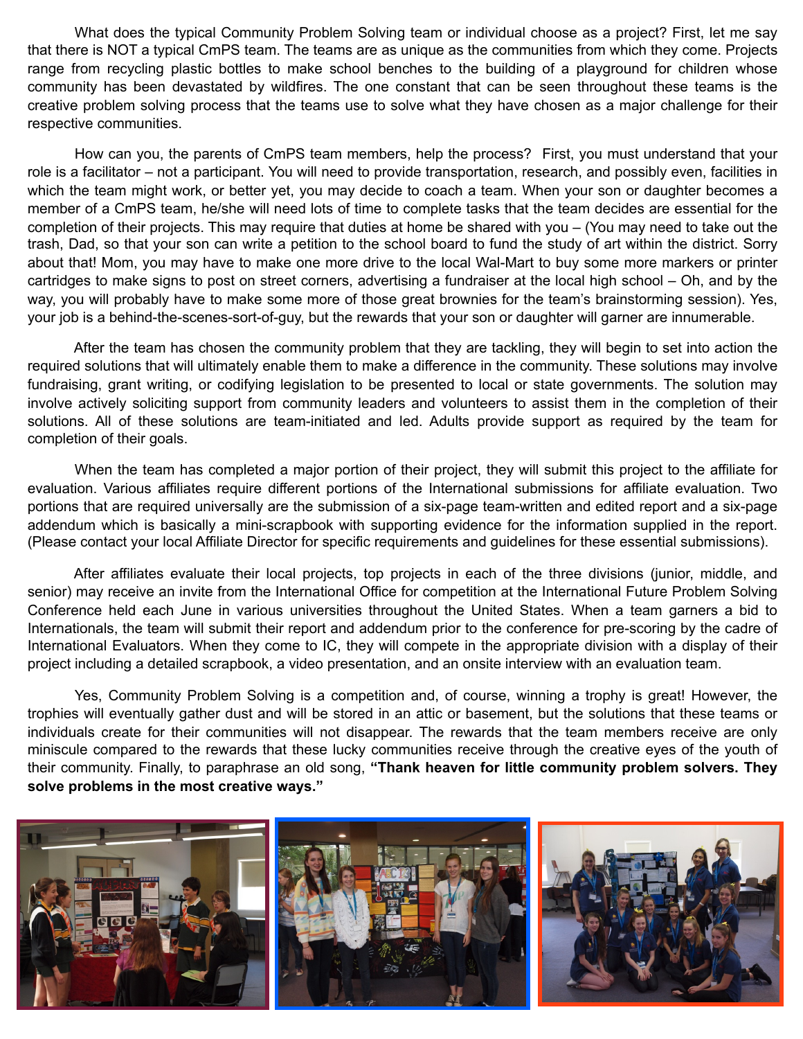What does the typical Community Problem Solving team or individual choose as a project? First, let me say that there is NOT a typical CmPS team. The teams are as unique as the communities from which they come. Projects range from recycling plastic bottles to make school benches to the building of a playground for children whose community has been devastated by wildfires. The one constant that can be seen throughout these teams is the creative problem solving process that the teams use to solve what they have chosen as a major challenge for their respective communities.

How can you, the parents of CmPS team members, help the process? First, you must understand that your role is a facilitator – not a participant. You will need to provide transportation, research, and possibly even, facilities in which the team might work, or better yet, you may decide to coach a team. When your son or daughter becomes a member of a CmPS team, he/she will need lots of time to complete tasks that the team decides are essential for the completion of their projects. This may require that duties at home be shared with you – (You may need to take out the trash, Dad, so that your son can write a petition to the school board to fund the study of art within the district. Sorry about that! Mom, you may have to make one more drive to the local Wal-Mart to buy some more markers or printer cartridges to make signs to post on street corners, advertising a fundraiser at the local high school – Oh, and by the way, you will probably have to make some more of those great brownies for the team's brainstorming session). Yes, your job is a behind-the-scenes-sort-of-guy, but the rewards that your son or daughter will garner are innumerable.

After the team has chosen the community problem that they are tackling, they will begin to set into action the required solutions that will ultimately enable them to make a difference in the community. These solutions may involve fundraising, grant writing, or codifying legislation to be presented to local or state governments. The solution may involve actively soliciting support from community leaders and volunteers to assist them in the completion of their solutions. All of these solutions are team-initiated and led. Adults provide support as required by the team for completion of their goals.

When the team has completed a major portion of their project, they will submit this project to the affiliate for evaluation. Various affiliates require different portions of the International submissions for affiliate evaluation. Two portions that are required universally are the submission of a six-page team-written and edited report and a six-page addendum which is basically a mini-scrapbook with supporting evidence for the information supplied in the report. (Please contact your local Affiliate Director for specific requirements and guidelines for these essential submissions).

After affiliates evaluate their local projects, top projects in each of the three divisions (junior, middle, and senior) may receive an invite from the International Office for competition at the International Future Problem Solving Conference held each June in various universities throughout the United States. When a team garners a bid to Internationals, the team will submit their report and addendum prior to the conference for pre-scoring by the cadre of International Evaluators. When they come to IC, they will compete in the appropriate division with a display of their project including a detailed scrapbook, a video presentation, and an onsite interview with an evaluation team.

Yes, Community Problem Solving is a competition and, of course, winning a trophy is great! However, the trophies will eventually gather dust and will be stored in an attic or basement, but the solutions that these teams or individuals create for their communities will not disappear. The rewards that the team members receive are only miniscule compared to the rewards that these lucky communities receive through the creative eyes of the youth of their community. Finally, to paraphrase an old song, **"Thank heaven for little community problem solvers. They solve problems in the most creative ways."**